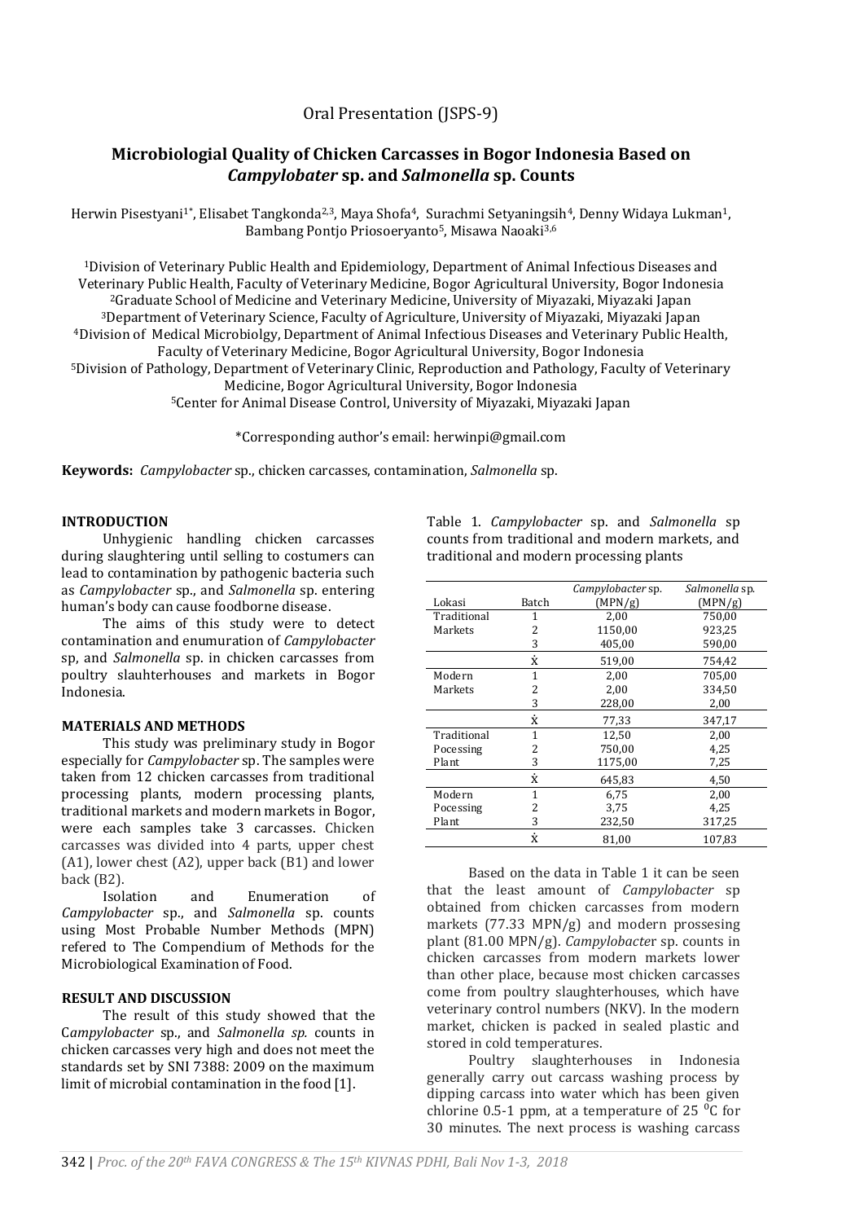Oral Presentation (JSPS-9)

# Microbiologial Quality of Chicken Carcasses in Bogor Indonesia Based on *Campylobater* sp. and *Salmonella* sp. Counts

Herwin Pisestyani[1*], Elisabet Tangkonda[2,3], Maya Shofa[4], Surachmi Setyaningsih[4], Denny Widaya Lukman[1], Bambang Pontjo Priosoeryanto[5], Misawa Naoaki[3,6]

[1]Division of Veterinary Public Health and Epidemiology, Department of Animal Infectious Diseases and Veterinary Public Health, Faculty of Veterinary Medicine, Bogor Agricultural University, Bogor Indonesia
[2]Graduate School of Medicine and Veterinary Medicine, University of Miyazaki, Miyazaki Japan
[3]Department of Veterinary Science, Faculty of Agriculture, University of Miyazaki, Miyazaki Japan
[4]Division of Medical Microbiolgy, Department of Animal Infectious Diseases and Veterinary Public Health, Faculty of Veterinary Medicine, Bogor Agricultural University, Bogor Indonesia
[5]Division of Pathology, Department of Veterinary Clinic, Reproduction and Pathology, Faculty of Veterinary Medicine, Bogor Agricultural University, Bogor Indonesia
[5]Center for Animal Disease Control, University of Miyazaki, Miyazaki Japan

*Corresponding author's email: herwinpi@gmail.com

**Keywords:** *Campylobacter* sp., chicken carcasses, contamination, *Salmonella* sp.

## INTRODUCTION

Unhygienic handling chicken carcasses during slaughtering until selling to costumers can lead to contamination by pathogenic bacteria such as *Campylobacter* sp., and *Salmonella* sp. entering human's body can cause foodborne disease.

The aims of this study were to detect contamination and enumuration of *Campylobacter* sp, and *Salmonella* sp. in chicken carcasses from poultry slauhterhouses and markets in Bogor Indonesia.

## MATERIALS AND METHODS

This study was preliminary study in Bogor especially for *Campylobacter* sp. The samples were taken from 12 chicken carcasses from traditional processing plants, modern processing plants, traditional markets and modern markets in Bogor, were each samples take 3 carcasses. Chicken carcasses was divided into 4 parts, upper chest (A1), lower chest (A2), upper back (B1) and lower back (B2).

Isolation and Enumeration of *Campylobacter* sp., and *Salmonella* sp. counts using Most Probable Number Methods (MPN) refered to The Compendium of Methods for the Microbiological Examination of Food.

## RESULT AND DISCUSSION

The result of this study showed that the C*ampylobacter* sp., and *Salmonella sp.* counts in chicken carcasses very high and does not meet the standards set by SNI 7388: 2009 on the maximum limit of microbial contamination in the food [1].

Table 1. *Campylobacter* sp. and *Salmonella* sp counts from traditional and modern markets, and traditional and modern processing plants

| Lokasi | Batch | *Campylobacter* sp. (MPN/g) | *Salmonella* sp. (MPN/g) |
|---|---|---|---|
| Traditional Markets | 1 | 2,00 | 750,00 |
| | 2 | 1150,00 | 923,25 |
| | 3 | 405,00 | 590,00 |
| | $\dot{X}$ | 519,00 | 754,42 |
| Modern Markets | 1 | 2,00 | 705,00 |
| | 2 | 2,00 | 334,50 |
| | 3 | 228,00 | 2,00 |
| | $\dot{X}$ | 77,33 | 347,17 |
| Traditional Pocessing Plant | 1 | 12,50 | 2,00 |
| | 2 | 750,00 | 4,25 |
| | 3 | 1175,00 | 7,25 |
| | $\dot{X}$ | 645,83 | 4,50 |
| Modern Pocessing Plant | 1 | 6,75 | 2,00 |
| | 2 | 3,75 | 4,25 |
| | 3 | 232,50 | 317,25 |
| | $\dot{X}$ | 81,00 | 107,83 |

Based on the data in Table 1 it can be seen that the least amount of *Campylobacter* sp obtained from chicken carcasses from modern markets (77.33 MPN/g) and modern prossesing plant (81.00 MPN/g). *Campylobacter* sp. counts in chicken carcasses from modern markets lower than other place, because most chicken carcasses come from poultry slaughterhouses, which have veterinary control numbers (NKV). In the modern market, chicken is packed in sealed plastic and stored in cold temperatures.

Poultry slaughterhouses in Indonesia generally carry out carcass washing process by dipping carcass into water which has been given chlorine 0.5-1 ppm, at a temperature of 25 $^{0}$C for 30 minutes. The next process is washing carcass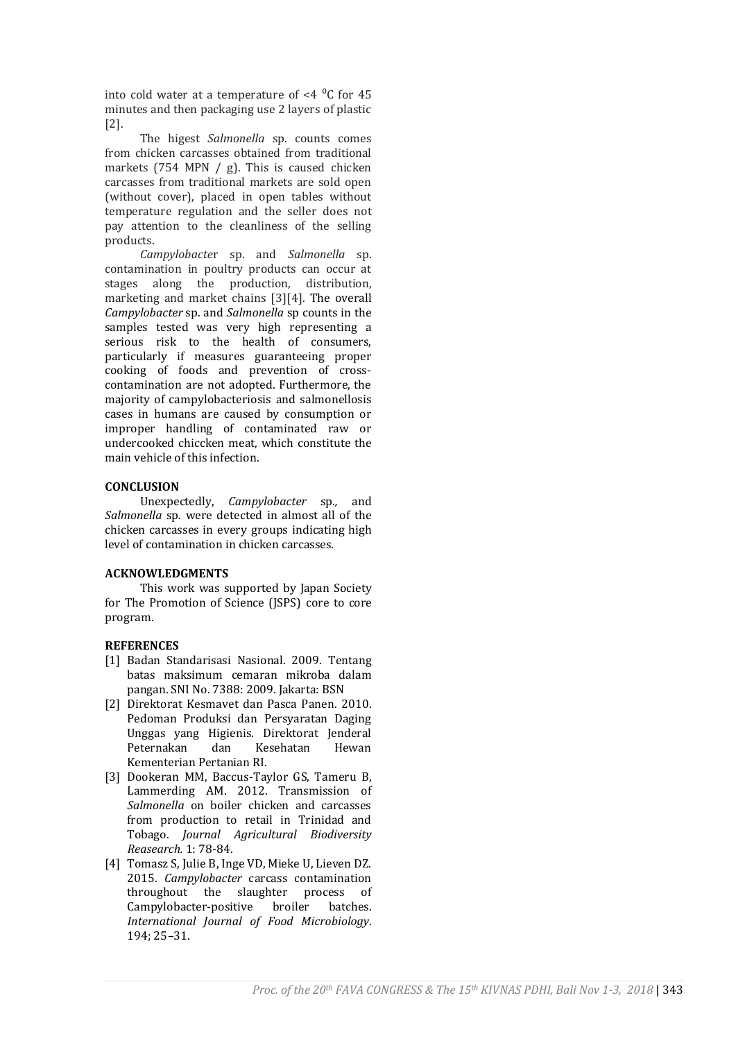into cold water at a temperature of <4 $^{0}$C for 45 minutes and then packaging use 2 layers of plastic [2].

The higest *Salmonella* sp. counts comes from chicken carcasses obtained from traditional markets (754 MPN / g). This is caused chicken carcasses from traditional markets are sold open (without cover), placed in open tables without temperature regulation and the seller does not pay attention to the cleanliness of the selling products.

*Campylobacte*r sp. and *Salmonella* sp. contamination in poultry products can occur at stages along the production, distribution, marketing and market chains [3][4]. The overall *Campylobacter* sp. and *Salmonella* sp counts in the samples tested was very high representing a serious risk to the health of consumers, particularly if measures guaranteeing proper cooking of foods and prevention of cross-contamination are not adopted. Furthermore, the majority of campylobacteriosis and salmonellosis cases in humans are caused by consumption or improper handling of contaminated raw or undercooked chiccken meat, which constitute the main vehicle of this infection.

## CONCLUSION

Unexpectedly, *Campylobacter* sp., and *Salmonella* sp. were detected in almost all of the chicken carcasses in every groups indicating high level of contamination in chicken carcasses.

## ACKNOWLEDGMENTS

This work was supported by Japan Society for The Promotion of Science (JSPS) core to core program.

## REFERENCES

[1] Badan Standarisasi Nasional. 2009. Tentang batas maksimum cemaran mikroba dalam pangan. SNI No. 7388: 2009. Jakarta: BSN

[2] Direktorat Kesmavet dan Pasca Panen. 2010. Pedoman Produksi dan Persyaratan Daging Unggas yang Higienis. Direktorat Jenderal Peternakan dan Kesehatan Hewan Kementerian Pertanian RI.

[3] Dookeran MM, Baccus-Taylor GS, Tameru B, Lammerding AM. 2012. Transmission of *Salmonella* on boiler chicken and carcasses from production to retail in Trinidad and Tobago. *Journal Agricultural Biodiversity Reasearch.* 1: 78-84.

[4] Tomasz S, Julie B, Inge VD, Mieke U, Lieven DZ. 2015. *Campylobacter* carcass contamination throughout the slaughter process of Campylobacter-positive broiler batches. *International Journal of Food Microbiology*. 194; 25–31.